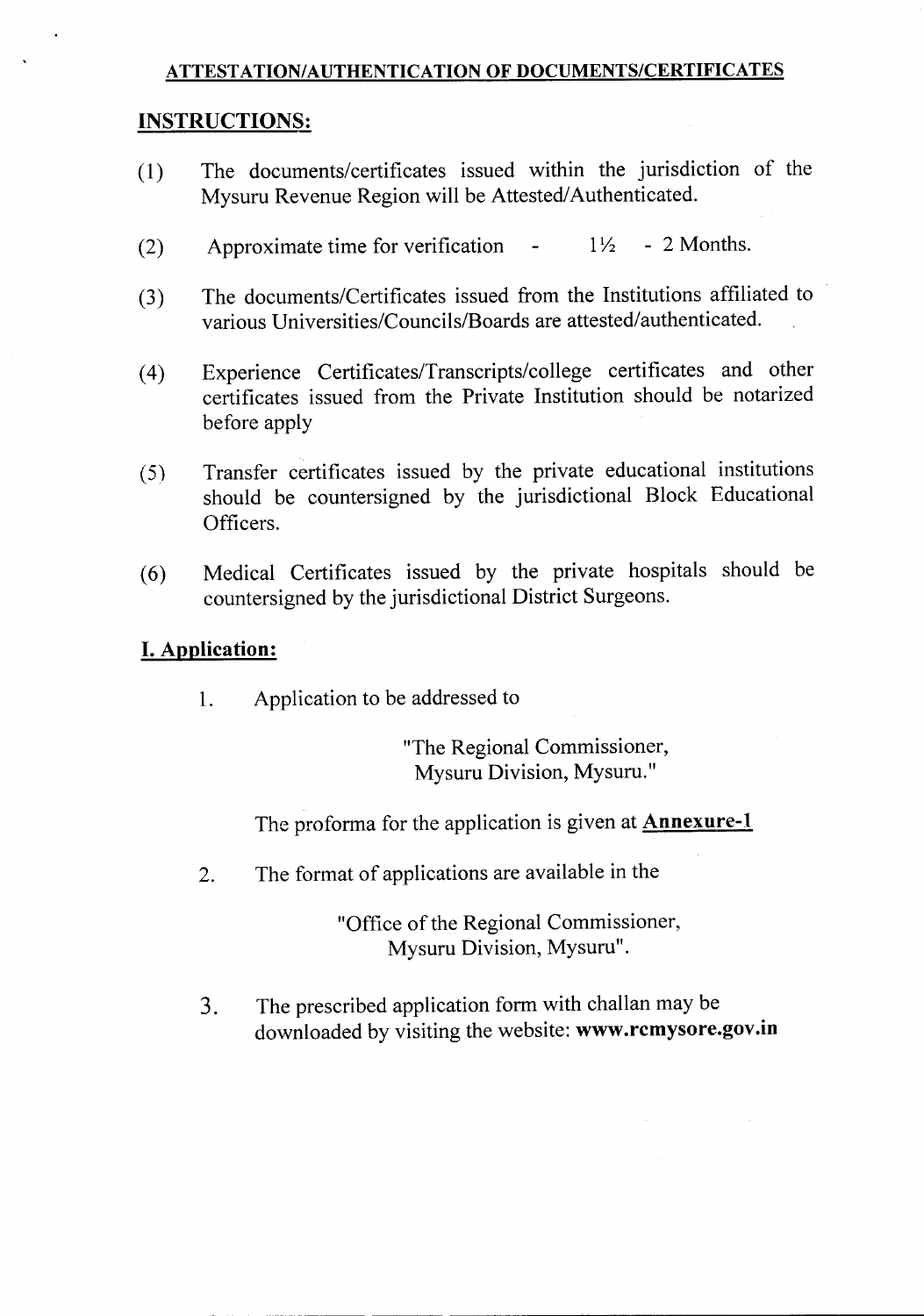## ATTESTATION/AUTHENTICATION OF DOCUMENTS/CERTIFICATES

### INSTRUCTIONS:

(1) The documents/certificates issued within the jurisdiction of the Mysuru Revenue Region will be Attested/Authenticated.

(2) Approximate time for verification - 1½ - 2 Months.

(3) The documents/Certificates issued from the Institutions affiliated to various Universities/Councils/Boards are attested/authenticated.

(4) Experience Certificates/Transcripts/college certificates and other certificates issued from the Private Institution should be notarized before apply

(5) Transfer certificates issued by the private educational institutions should be countersigned by the jurisdictional Block Educational Officers.

(6) Medical Certificates issued by the private hospitals should be countersigned by the jurisdictional District Surgeons.

### I. Application:

1. Application to be addressed to

   "The Regional Commissioner,
   Mysuru Division, Mysuru."

   The proforma for the application is given at **Annexure-1**

2. The format of applications are available in the

   "Office of the Regional Commissioner,
   Mysuru Division, Mysuru".

3. The prescribed application form with challan may be downloaded by visiting the website: **www.rcmysore.gov.in**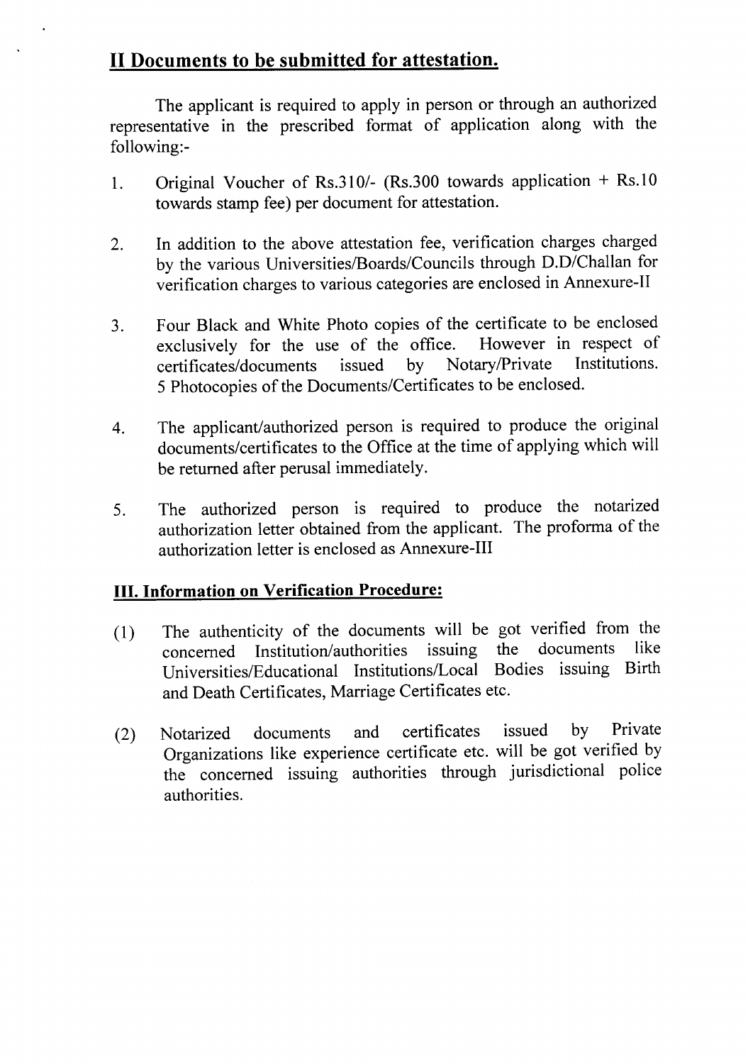## II Documents to be submitted for attestation.

The applicant is required to apply in person or through an authorized representative in the prescribed format of application along with the following:-

1. Original Voucher of Rs.310/- (Rs.300 towards application + Rs.10 towards stamp fee) per document for attestation.

2. In addition to the above attestation fee, verification charges charged by the various Universities/Boards/Councils through D.D/Challan for verification charges to various categories are enclosed in Annexure-II

3. Four Black and White Photo copies of the certificate to be enclosed exclusively for the use of the office. However in respect of certificates/documents issued by Notary/Private Institutions. 5 Photocopies of the Documents/Certificates to be enclosed.

4. The applicant/authorized person is required to produce the original documents/certificates to the Office at the time of applying which will be returned after perusal immediately.

5. The authorized person is required to produce the notarized authorization letter obtained from the applicant. The proforma of the authorization letter is enclosed as Annexure-III

### III. Information on Verification Procedure:

(1) The authenticity of the documents will be got verified from the concerned Institution/authorities issuing the documents like Universities/Educational Institutions/Local Bodies issuing Birth and Death Certificates, Marriage Certificates etc.

(2) Notarized documents and certificates issued by Private Organizations like experience certificate etc. will be got verified by the concerned issuing authorities through jurisdictional police authorities.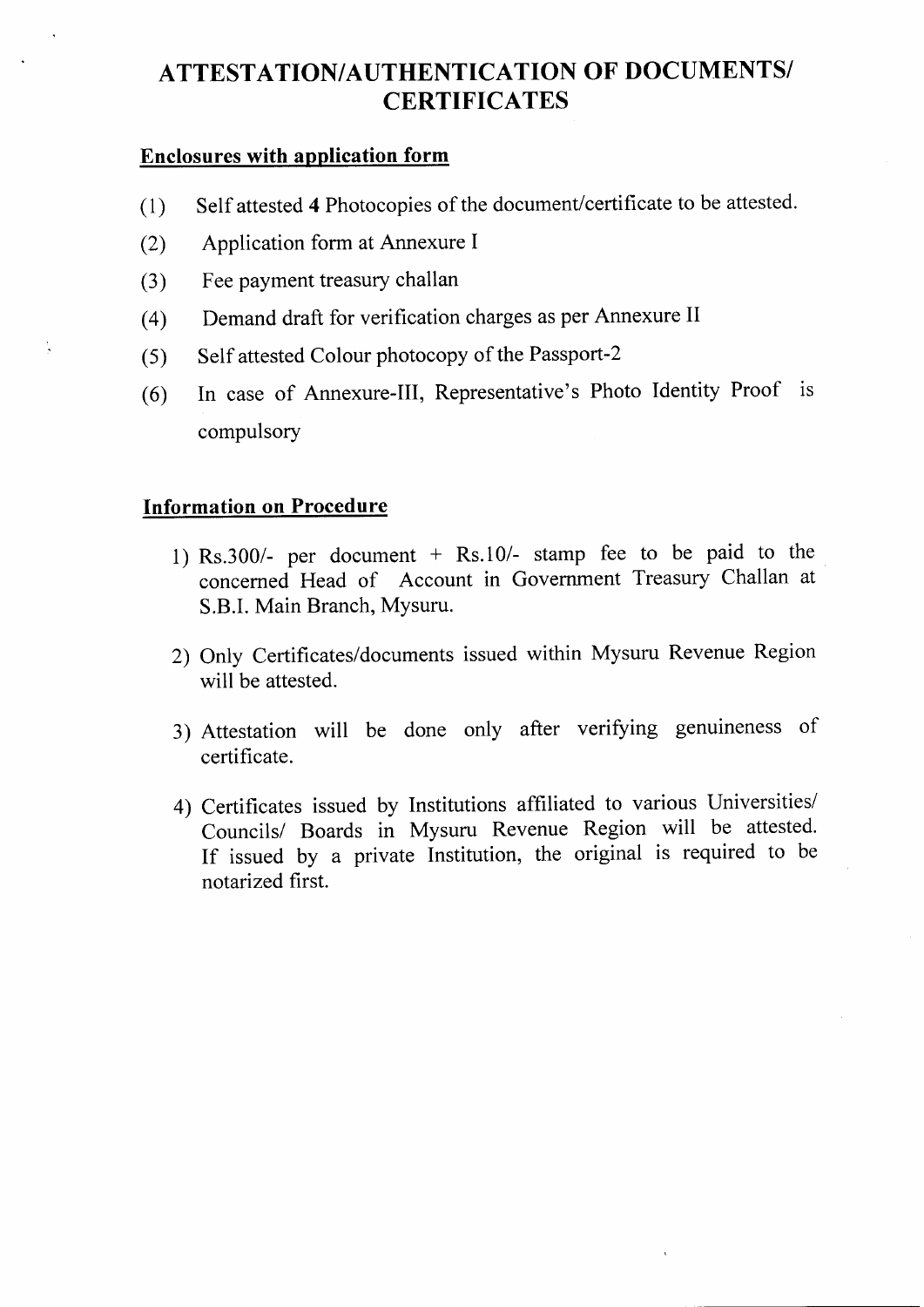# ATTESTATION/AUTHENTICATION OF DOCUMENTS/ CERTIFICATES

## Enclosures with application form

(1) Self attested **4** Photocopies of the document/certificate to be attested.

(2) Application form at Annexure I

(3) Fee payment treasury challan

(4) Demand draft for verification charges as per Annexure II

(5) Self attested Colour photocopy of the Passport-2

(6) In case of Annexure-III, Representative's Photo Identity Proof is compulsory

## Information on Procedure

1) Rs.300/- per document + Rs.10/- stamp fee to be paid to the concerned Head of Account in Government Treasury Challan at S.B.I. Main Branch, Mysuru.

2) Only Certificates/documents issued within Mysuru Revenue Region will be attested.

3) Attestation will be done only after verifying genuineness of certificate.

4) Certificates issued by Institutions affiliated to various Universities/ Councils/ Boards in Mysuru Revenue Region will be attested. If issued by a private Institution, the original is required to be notarized first.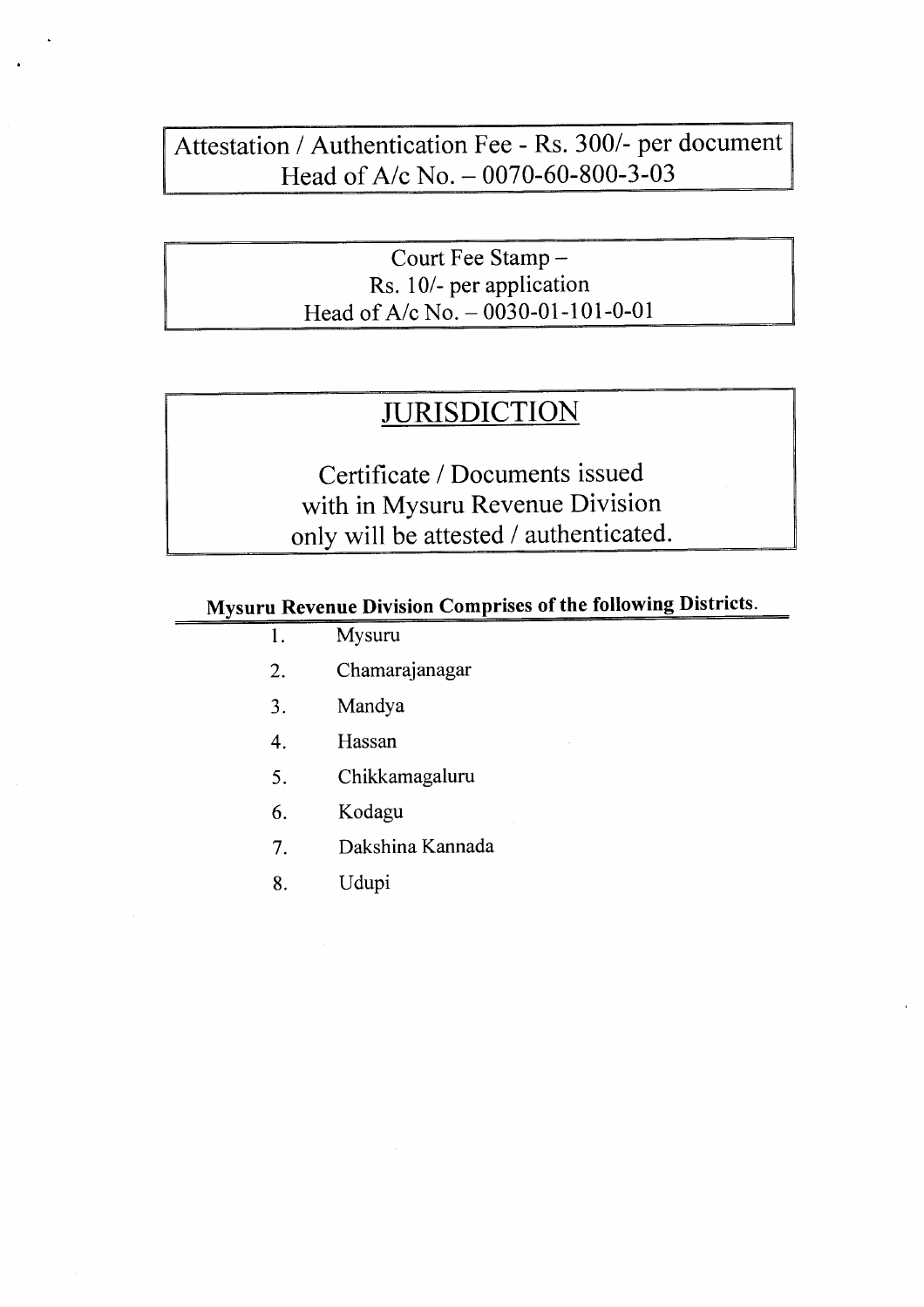Attestation / Authentication Fee - Rs. 300/- per document
Head of A/c No. – 0070-60-800-3-03

Court Fee Stamp –
Rs. 10/- per application
Head of A/c No. – 0030-01-101-0-01

## JURISDICTION

Certificate / Documents issued
with in Mysuru Revenue Division
only will be attested / authenticated.

**Mysuru Revenue Division Comprises of the following Districts.**

1. Mysuru
2. Chamarajanagar
3. Mandya
4. Hassan
5. Chikkamagaluru
6. Kodagu
7. Dakshina Kannada
8. Udupi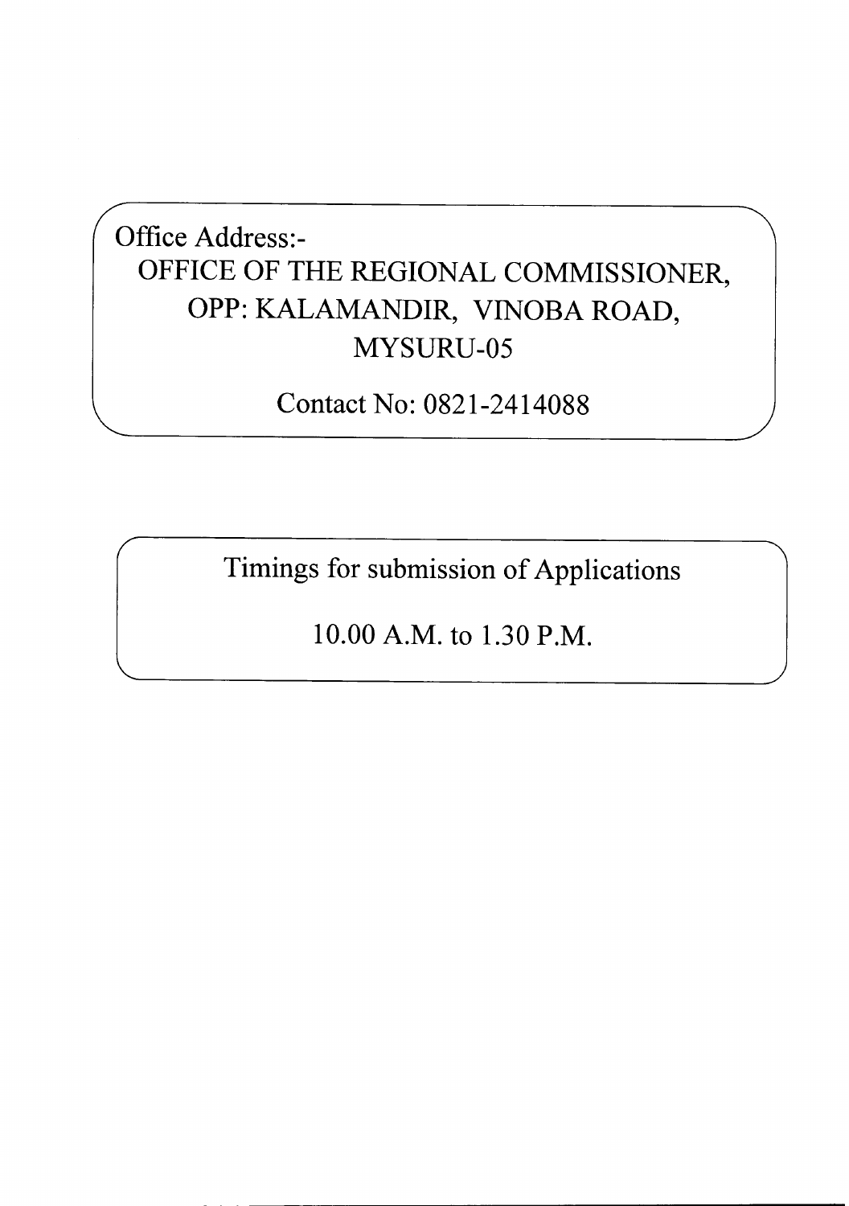Office Address:-

OFFICE OF THE REGIONAL COMMISSIONER,
OPP: KALAMANDIR, VINOBA ROAD,
MYSURU-05

Contact No: 0821-2414088

Timings for submission of Applications

10.00 A.M. to 1.30 P.M.